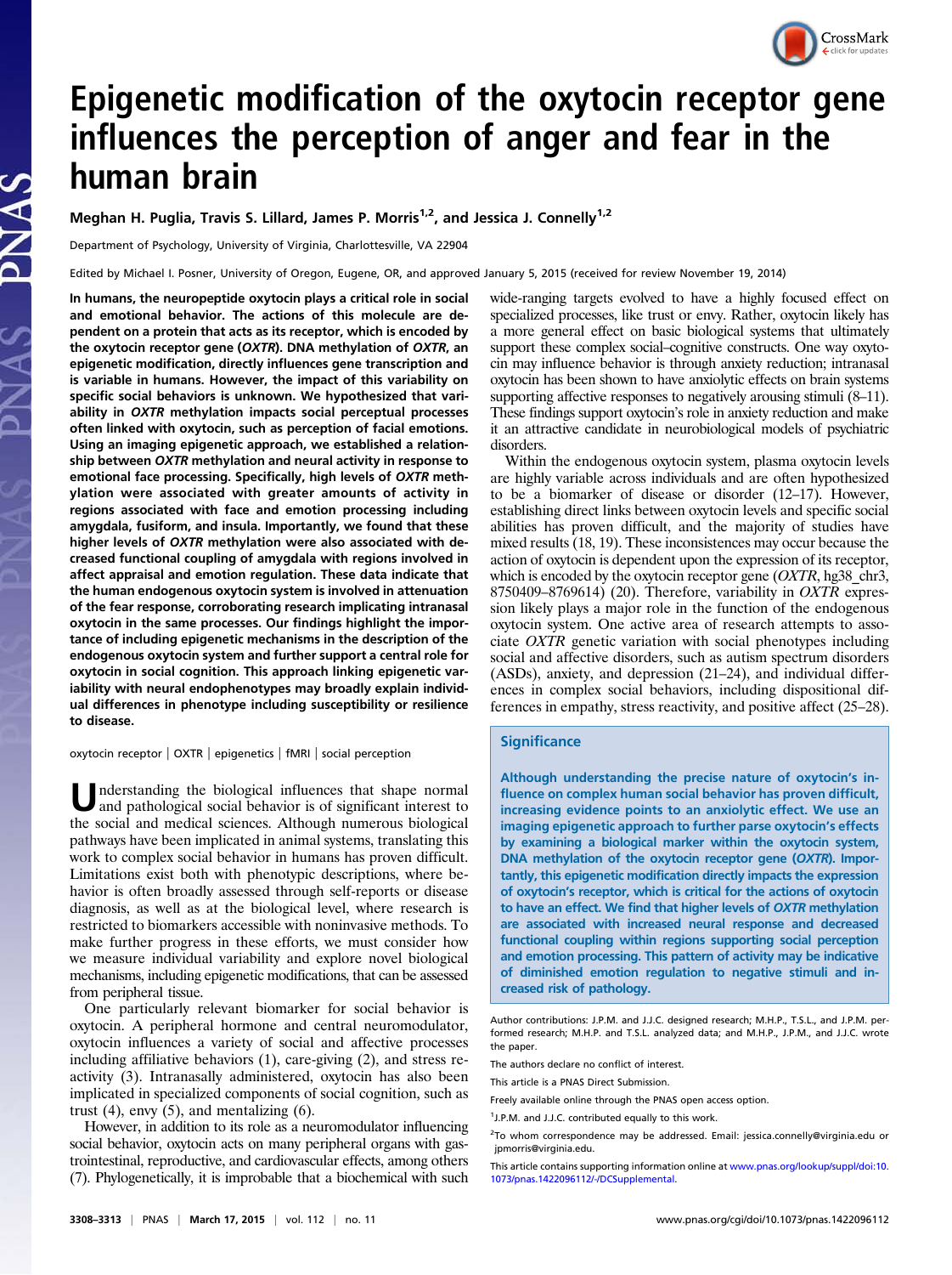# Epigenetic modification of the oxytocin receptor gene influences the perception of anger and fear in the human brain

Meghan H. Puglia, Travis S. Lillard, James P. Morris[1,2], and Jessica J. Connelly[1,2]

Department of Psychology, University of Virginia, Charlottesville, VA 22904

Edited by Michael I. Posner, University of Oregon, Eugene, OR, and approved January 5, 2015 (received for review November 19, 2014)

**In humans, the neuropeptide oxytocin plays a critical role in social and emotional behavior. The actions of this molecule are dependent on a protein that acts as its receptor, which is encoded by the oxytocin receptor gene (*OXTR*). DNA methylation of *OXTR*, an epigenetic modification, directly influences gene transcription and is variable in humans. However, the impact of this variability on specific social behaviors is unknown. We hypothesized that variability in *OXTR* methylation impacts social perceptual processes often linked with oxytocin, such as perception of facial emotions. Using an imaging epigenetic approach, we established a relationship between *OXTR* methylation and neural activity in response to emotional face processing. Specifically, high levels of *OXTR* methylation were associated with greater amounts of activity in regions associated with face and emotion processing including amygdala, fusiform, and insula. Importantly, we found that these higher levels of *OXTR* methylation were also associated with decreased functional coupling of amygdala with regions involved in affect appraisal and emotion regulation. These data indicate that the human endogenous oxytocin system is involved in attenuation of the fear response, corroborating research implicating intranasal oxytocin in the same processes. Our findings highlight the importance of including epigenetic mechanisms in the description of the endogenous oxytocin system and further support a central role for oxytocin in social cognition. This approach linking epigenetic variability with neural endophenotypes may broadly explain individual differences in phenotype including susceptibility or resilience to disease.**

oxytocin receptor | OXTR | epigenetics | fMRI | social perception

Understanding the biological influences that shape normal and pathological social behavior is of significant interest to the social and medical sciences. Although numerous biological pathways have been implicated in animal systems, translating this work to complex social behavior in humans has proven difficult. Limitations exist both with phenotypic descriptions, where behavior is often broadly assessed through self-reports or disease diagnosis, as well as at the biological level, where research is restricted to biomarkers accessible with noninvasive methods. To make further progress in these efforts, we must consider how we measure individual variability and explore novel biological mechanisms, including epigenetic modifications, that can be assessed from peripheral tissue.

One particularly relevant biomarker for social behavior is oxytocin. A peripheral hormone and central neuromodulator, oxytocin influences a variety of social and affective processes including affiliative behaviors (1), care-giving (2), and stress reactivity (3). Intranasally administered, oxytocin has also been implicated in specialized components of social cognition, such as trust (4), envy (5), and mentalizing (6).

However, in addition to its role as a neuromodulator influencing social behavior, oxytocin acts on many peripheral organs with gastrointestinal, reproductive, and cardiovascular effects, among others (7). Phylogenetically, it is improbable that a biochemical with such wide-ranging targets evolved to have a highly focused effect on specialized processes, like trust or envy. Rather, oxytocin likely has a more general effect on basic biological systems that ultimately support these complex social–cognitive constructs. One way oxytocin may influence behavior is through anxiety reduction; intranasal oxytocin has been shown to have anxiolytic effects on brain systems supporting affective responses to negatively arousing stimuli (8–11). These findings support oxytocin's role in anxiety reduction and make it an attractive candidate in neurobiological models of psychiatric disorders.

Within the endogenous oxytocin system, plasma oxytocin levels are highly variable across individuals and are often hypothesized to be a biomarker of disease or disorder (12–17). However, establishing direct links between oxytocin levels and specific social abilities has proven difficult, and the majority of studies have mixed results (18, 19). These inconsistences may occur because the action of oxytocin is dependent upon the expression of its receptor, which is encoded by the oxytocin receptor gene (*OXTR*, hg38_chr3, 8750409–8769614) (20). Therefore, variability in *OXTR* expression likely plays a major role in the function of the endogenous oxytocin system. One active area of research attempts to associate *OXTR* genetic variation with social phenotypes including social and affective disorders, such as autism spectrum disorders (ASDs), anxiety, and depression (21–24), and individual differences in complex social behaviors, including dispositional differences in empathy, stress reactivity, and positive affect (25–28).

## Significance

**Although understanding the precise nature of oxytocin's influence on complex human social behavior has proven difficult, increasing evidence points to an anxiolytic effect. We use an imaging epigenetic approach to further parse oxytocin's effects by examining a biological marker within the oxytocin system, DNA methylation of the oxytocin receptor gene (*OXTR*). Importantly, this epigenetic modification directly impacts the expression of oxytocin's receptor, which is critical for the actions of oxytocin to have an effect. We find that higher levels of *OXTR* methylation are associated with increased neural response and decreased functional coupling within regions supporting social perception and emotion processing. This pattern of activity may be indicative of diminished emotion regulation to negative stimuli and increased risk of pathology.**

Author contributions: J.P.M. and J.J.C. designed research; M.H.P., T.S.L., and J.P.M. performed research; M.H.P. and T.S.L. analyzed data; and M.H.P., J.P.M., and J.J.C. wrote the paper.

The authors declare no conflict of interest.

This article is a PNAS Direct Submission.

Freely available online through the PNAS open access option.

[1]J.P.M. and J.J.C. contributed equally to this work.

[2]To whom correspondence may be addressed. Email: jessica.connelly@virginia.edu or jpmorris@virginia.edu.

This article contains supporting information online at www.pnas.org/lookup/suppl/doi:10.1073/pnas.1422096112/-/DCSupplemental.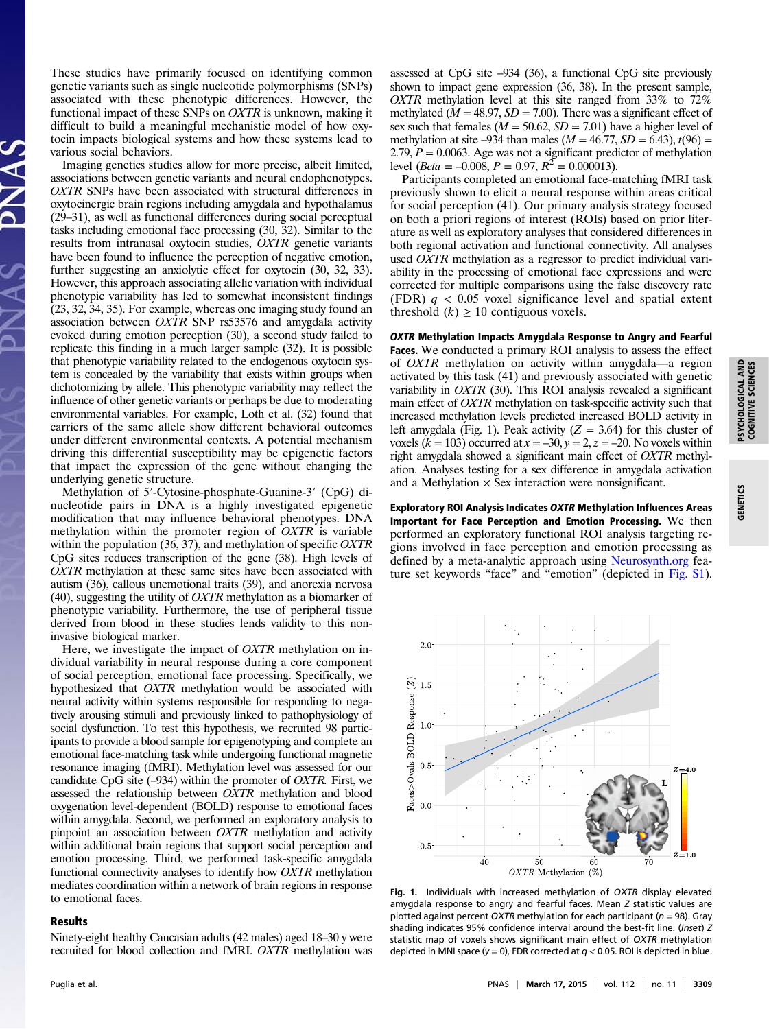These studies have primarily focused on identifying common genetic variants such as single nucleotide polymorphisms (SNPs) associated with these phenotypic differences. However, the functional impact of these SNPs on *OXTR* is unknown, making it difficult to build a meaningful mechanistic model of how oxytocin impacts biological systems and how these systems lead to various social behaviors.

Imaging genetics studies allow for more precise, albeit limited, associations between genetic variants and neural endophenotypes. *OXTR* SNPs have been associated with structural differences in oxytocinergic brain regions including amygdala and hypothalamus (29–31), as well as functional differences during social perceptual tasks including emotional face processing (30, 32). Similar to the results from intranasal oxytocin studies, *OXTR* genetic variants have been found to influence the perception of negative emotion, further suggesting an anxiolytic effect for oxytocin (30, 32, 33). However, this approach associating allelic variation with individual phenotypic variability has led to somewhat inconsistent findings (23, 32, 34, 35). For example, whereas one imaging study found an association between *OXTR* SNP rs53576 and amygdala activity evoked during emotion perception (30), a second study failed to replicate this finding in a much larger sample (32). It is possible that phenotypic variability related to the endogenous oxytocin system is concealed by the variability that exists within groups when dichotomizing by allele. This phenotypic variability may reflect the influence of other genetic variants or perhaps be due to moderating environmental variables. For example, Loth et al. (32) found that carriers of the same allele show different behavioral outcomes under different environmental contexts. A potential mechanism driving this differential susceptibility may be epigenetic factors that impact the expression of the gene without changing the underlying genetic structure.

Methylation of 5′-Cytosine-phosphate-Guanine-3′ (CpG) dinucleotide pairs in DNA is a highly investigated epigenetic modification that may influence behavioral phenotypes. DNA methylation within the promoter region of *OXTR* is variable within the population (36, 37), and methylation of specific *OXTR* CpG sites reduces transcription of the gene (38). High levels of *OXTR* methylation at these same sites have been associated with autism (36), callous unemotional traits (39), and anorexia nervosa (40), suggesting the utility of *OXTR* methylation as a biomarker of phenotypic variability. Furthermore, the use of peripheral tissue derived from blood in these studies lends validity to this noninvasive biological marker.

Here, we investigate the impact of *OXTR* methylation on individual variability in neural response during a core component of social perception, emotional face processing. Specifically, we hypothesized that *OXTR* methylation would be associated with neural activity within systems responsible for responding to negatively arousing stimuli and previously linked to pathophysiology of social dysfunction. To test this hypothesis, we recruited 98 participants to provide a blood sample for epigenotyping and complete an emotional face-matching task while undergoing functional magnetic resonance imaging (fMRI). Methylation level was assessed for our candidate CpG site (–934) within the promoter of *OXTR*. First, we assessed the relationship between *OXTR* methylation and blood oxygenation level-dependent (BOLD) response to emotional faces within amygdala. Second, we performed an exploratory analysis to pinpoint an association between *OXTR* methylation and activity within additional brain regions that support social perception and emotion processing. Third, we performed task-specific amygdala functional connectivity analyses to identify how *OXTR* methylation mediates coordination within a network of brain regions in response to emotional faces.

## Results

Ninety-eight healthy Caucasian adults (42 males) aged 18–30 y were recruited for blood collection and fMRI. *OXTR* methylation was assessed at CpG site –934 (36), a functional CpG site previously shown to impact gene expression (36, 38). In the present sample, *OXTR* methylation level at this site ranged from 33% to 72% methylated ($M = 48.97$, $SD = 7.00$). There was a significant effect of sex such that females ($M = 50.62$, $SD = 7.01$) have a higher level of methylation at site –934 than males ($M = 46.77$, $SD = 6.43$), $t(96) = 2.79$, $P = 0.0063$. Age was not a significant predictor of methylation level ($Beta = -0.008$, $P = 0.97$, $R^2 = 0.000013$).

Participants completed an emotional face-matching fMRI task previously shown to elicit a neural response within areas critical for social perception (41). Our primary analysis strategy focused on both a priori regions of interest (ROIs) based on prior literature as well as exploratory analyses that considered differences in both regional activation and functional connectivity. All analyses used *OXTR* methylation as a regressor to predict individual variability in the processing of emotional face expressions and were corrected for multiple comparisons using the false discovery rate (FDR) $q < 0.05$ voxel significance level and spatial extent threshold $(k) \geq 10$ contiguous voxels.

**_OXTR_ Methylation Impacts Amygdala Response to Angry and Fearful Faces.** We conducted a primary ROI analysis to assess the effect of *OXTR* methylation on activity within amygdala—a region activated by this task (41) and previously associated with genetic variability in *OXTR* (30). This ROI analysis revealed a significant main effect of *OXTR* methylation on task-specific activity such that increased methylation levels predicted increased BOLD activity in left amygdala (Fig. 1). Peak activity ($Z = 3.64$) for this cluster of voxels ($k = 103$) occurred at $x = -30$, $y = 2$, $z = -20$. No voxels within right amygdala showed a significant main effect of *OXTR* methylation. Analyses testing for a sex difference in amygdala activation and a Methylation × Sex interaction were nonsignificant.

**Exploratory ROI Analysis Indicates _OXTR_ Methylation Influences Areas Important for Face Perception and Emotion Processing.** We then performed an exploratory functional ROI analysis targeting regions involved in face perception and emotion processing as defined by a meta-analytic approach using Neurosynth.org feature set keywords "face" and "emotion" (depicted in Fig. S1).

**Fig. 1.** Individuals with increased methylation of *OXTR* display elevated amygdala response to angry and fearful faces. Mean Z statistic values are plotted against percent *OXTR* methylation for each participant ($n = 98$). Gray shading indicates 95% confidence interval around the best-fit line. (*Inset*) Z statistic map of voxels shows significant main effect of *OXTR* methylation depicted in MNI space ($y = 0$), FDR corrected at $q < 0.05$. ROI is depicted in blue.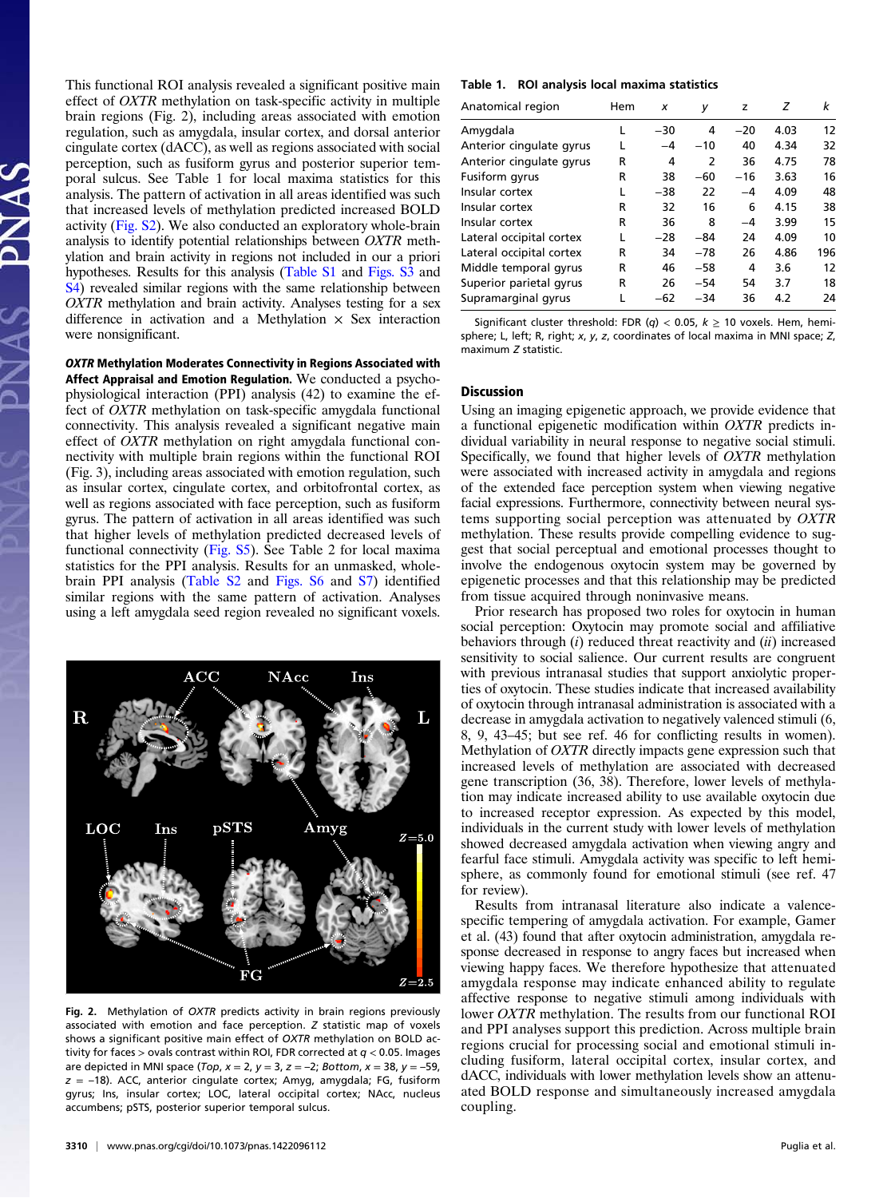This functional ROI analysis revealed a significant positive main effect of *OXTR* methylation on task-specific activity in multiple brain regions (Fig. 2), including areas associated with emotion regulation, such as amygdala, insular cortex, and dorsal anterior cingulate cortex (dACC), as well as regions associated with social perception, such as fusiform gyrus and posterior superior temporal sulcus. See Table 1 for local maxima statistics for this analysis. The pattern of activation in all areas identified was such that increased levels of methylation predicted increased BOLD activity (Fig. S2). We also conducted an exploratory whole-brain analysis to identify potential relationships between *OXTR* methylation and brain activity in regions not included in our a priori hypotheses. Results for this analysis (Table S1 and Figs. S3 and S4) revealed similar regions with the same relationship between *OXTR* methylation and brain activity. Analyses testing for a sex difference in activation and a Methylation × Sex interaction were nonsignificant.

***OXTR* Methylation Moderates Connectivity in Regions Associated with Affect Appraisal and Emotion Regulation.** We conducted a psychophysiological interaction (PPI) analysis (42) to examine the effect of *OXTR* methylation on task-specific amygdala functional connectivity. This analysis revealed a significant negative main effect of *OXTR* methylation on right amygdala functional connectivity with multiple brain regions within the functional ROI (Fig. 3), including areas associated with emotion regulation, such as insular cortex, cingulate cortex, and orbitofrontal cortex, as well as regions associated with face perception, such as fusiform gyrus. The pattern of activation in all areas identified was such that higher levels of methylation predicted decreased levels of functional connectivity (Fig. S5). See Table 2 for local maxima statistics for the PPI analysis. Results for an unmasked, whole-brain PPI analysis (Table S2 and Figs. S6 and S7) identified similar regions with the same pattern of activation. Analyses using a left amygdala seed region revealed no significant voxels.

ACC
NAcc
Ins
R
L
LOC
Ins
pSTS
Amyg
$Z=5.0$
FG
$Z=2.5$

**Fig. 2.** Methylation of *OXTR* predicts activity in brain regions previously associated with emotion and face perception. Z statistic map of voxels shows a significant positive main effect of *OXTR* methylation on BOLD activity for faces > ovals contrast within ROI, FDR corrected at $q < 0.05$. Images are depicted in MNI space (*Top*, $x = 2$, $y = 3$, $z = -2$; *Bottom*, $x = 38$, $y = -59$, $z = -18$). ACC, anterior cingulate cortex; Amyg, amygdala; FG, fusiform gyrus; Ins, insular cortex; LOC, lateral occipital cortex; NAcc, nucleus accumbens; pSTS, posterior superior temporal sulcus.

**Table 1. ROI analysis local maxima statistics**

| Anatomical region | Hem | x | y | z | Z | k |
|---|---|---|---|---|---|---|
| Amygdala | L | −30 | 4 | −20 | 4.03 | 12 |
| Anterior cingulate gyrus | L | −4 | −10 | 40 | 4.34 | 32 |
| Anterior cingulate gyrus | R | 4 | 2 | 36 | 4.75 | 78 |
| Fusiform gyrus | R | 38 | −60 | −16 | 3.63 | 16 |
| Insular cortex | L | −38 | 22 | −4 | 4.09 | 48 |
| Insular cortex | R | 32 | 16 | 6 | 4.15 | 38 |
| Insular cortex | R | 36 | 8 | −4 | 3.99 | 15 |
| Lateral occipital cortex | L | −28 | −84 | 24 | 4.09 | 10 |
| Lateral occipital cortex | R | 34 | −78 | 26 | 4.86 | 196 |
| Middle temporal gyrus | R | 46 | −58 | 4 | 3.6 | 12 |
| Superior parietal gyrus | R | 26 | −54 | 54 | 3.7 | 18 |
| Supramarginal gyrus | L | −62 | −34 | 36 | 4.2 | 24 |

Significant cluster threshold: FDR ($q$) < 0.05, $k \geq 10$ voxels. Hem, hemisphere; L, left; R, right; $x$, $y$, $z$, coordinates of local maxima in MNI space; $Z$, maximum $Z$ statistic.

## Discussion

Using an imaging epigenetic approach, we provide evidence that a functional epigenetic modification within *OXTR* predicts individual variability in neural response to negative social stimuli. Specifically, we found that higher levels of *OXTR* methylation were associated with increased activity in amygdala and regions of the extended face perception system when viewing negative facial expressions. Furthermore, connectivity between neural systems supporting social perception was attenuated by *OXTR* methylation. These results provide compelling evidence to suggest that social perceptual and emotional processes thought to involve the endogenous oxytocin system may be governed by epigenetic processes and that this relationship may be predicted from tissue acquired through noninvasive means.

Prior research has proposed two roles for oxytocin in human social perception: Oxytocin may promote social and affiliative behaviors through (*i*) reduced threat reactivity and (*ii*) increased sensitivity to social salience. Our current results are congruent with previous intranasal studies that support anxiolytic properties of oxytocin. These studies indicate that increased availability of oxytocin through intranasal administration is associated with a decrease in amygdala activation to negatively valenced stimuli (6, 8, 9, 43–45; but see ref. 46 for conflicting results in women). Methylation of *OXTR* directly impacts gene expression such that increased levels of methylation are associated with decreased gene transcription (36, 38). Therefore, lower levels of methylation may indicate increased ability to use available oxytocin due to increased receptor expression. As expected by this model, individuals in the current study with lower levels of methylation showed decreased amygdala activation when viewing angry and fearful face stimuli. Amygdala activity was specific to left hemisphere, as commonly found for emotional stimuli (see ref. 47 for review).

Results from intranasal literature also indicate a valence-specific tempering of amygdala activation. For example, Gamer et al. (43) found that after oxytocin administration, amygdala response decreased in response to angry faces but increased when viewing happy faces. We therefore hypothesize that attenuated amygdala response may indicate enhanced ability to regulate affective response to negative stimuli among individuals with lower *OXTR* methylation. The results from our functional ROI and PPI analyses support this prediction. Across multiple brain regions crucial for processing social and emotional stimuli including fusiform, lateral occipital cortex, insular cortex, and dACC, individuals with lower methylation levels show an attenuated BOLD response and simultaneously increased amygdala coupling.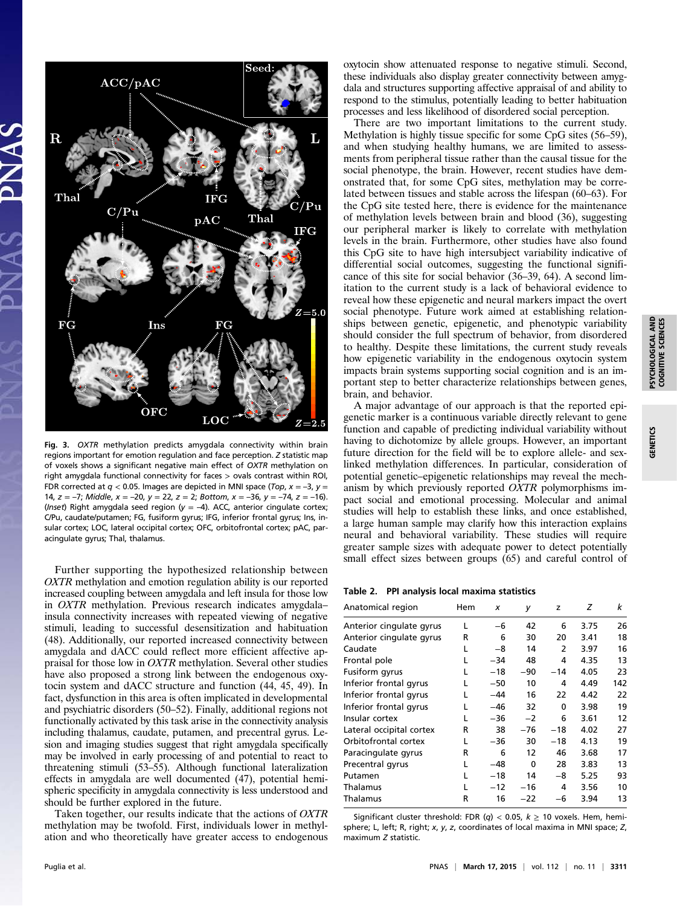ACC/pAC

Seed:

R

L

Thal

IFG

C/Pu

C/Pu

pAC

Thal

IFG

Z=5.0

FG

Ins

FG

OFC

LOC

Z=2.5

**Fig. 3.** *OXTR* methylation predicts amygdala connectivity within brain regions important for emotion regulation and face perception. *Z* statistic map of voxels shows a significant negative main effect of *OXTR* methylation on right amygdala functional connectivity for faces > ovals contrast within ROI, FDR corrected at *q* < 0.05. Images are depicted in MNI space (*Top*, *x* = −3, *y* = 14, *z* = −7; *Middle*, *x* = −20, *y* = 22, *z* = 2; *Bottom*, *x* = −36, *y* = −74, *z* = −16). (*Inset*) Right amygdala seed region (*y* = −4). ACC, anterior cingulate cortex; C/Pu, caudate/putamen; FG, fusiform gyrus; IFG, inferior frontal gyrus; Ins, insular cortex; LOC, lateral occipital cortex; OFC, orbitofrontal cortex; pAC, paracingulate gyrus; Thal, thalamus.

Further supporting the hypothesized relationship between *OXTR* methylation and emotion regulation ability is our reported increased coupling between amygdala and left insula for those low in *OXTR* methylation. Previous research indicates amygdala–insula connectivity increases with repeated viewing of negative stimuli, leading to successful desensitization and habituation (48). Additionally, our reported increased connectivity between amygdala and dACC could reflect more efficient affective appraisal for those low in *OXTR* methylation. Several other studies have also proposed a strong link between the endogenous oxytocin system and dACC structure and function (44, 45, 49). In fact, dysfunction in this area is often implicated in developmental and psychiatric disorders (50–52). Finally, additional regions not functionally activated by this task arise in the connectivity analysis including thalamus, caudate, putamen, and precentral gyrus. Lesion and imaging studies suggest that right amygdala specifically may be involved in early processing of and potential to react to threatening stimuli (53–55). Although functional lateralization effects in amygdala are well documented (47), potential hemispheric specificity in amygdala connectivity is less understood and should be further explored in the future.

Taken together, our results indicate that the actions of *OXTR* methylation may be twofold. First, individuals lower in methylation and who theoretically have greater access to endogenous oxytocin show attenuated response to negative stimuli. Second, these individuals also display greater connectivity between amygdala and structures supporting affective appraisal of and ability to respond to the stimulus, potentially leading to better habituation processes and less likelihood of disordered social perception.

There are two important limitations to the current study. Methylation is highly tissue specific for some CpG sites (56–59), and when studying healthy humans, we are limited to assessments from peripheral tissue rather than the causal tissue for the social phenotype, the brain. However, recent studies have demonstrated that, for some CpG sites, methylation may be correlated between tissues and stable across the lifespan (60–63). For the CpG site tested here, there is evidence for the maintenance of methylation levels between brain and blood (36), suggesting our peripheral marker is likely to correlate with methylation levels in the brain. Furthermore, other studies have also found this CpG site to have high intersubject variability indicative of differential social outcomes, suggesting the functional significance of this site for social behavior (36–39, 64). A second limitation to the current study is a lack of behavioral evidence to reveal how these epigenetic and neural markers impact the overt social phenotype. Future work aimed at establishing relationships between genetic, epigenetic, and phenotypic variability should consider the full spectrum of behavior, from disordered to healthy. Despite these limitations, the current study reveals how epigenetic variability in the endogenous oxytocin system impacts brain systems supporting social cognition and is an important step to better characterize relationships between genes, brain, and behavior.

A major advantage of our approach is that the reported epigenetic marker is a continuous variable directly relevant to gene function and capable of predicting individual variability without having to dichotomize by allele groups. However, an important future direction for the field will be to explore allele- and sex-linked methylation differences. In particular, consideration of potential genetic–epigenetic relationships may reveal the mechanism by which previously reported *OXTR* polymorphisms impact social and emotional processing. Molecular and animal studies will help to establish these links, and once established, a large human sample may clarify how this interaction explains neural and behavioral variability. These studies will require greater sample sizes with adequate power to detect potentially small effect sizes between groups (65) and careful control of

**Table 2. PPI analysis local maxima statistics**

| Anatomical region | Hem | x | y | z | Z | k |
|---|---|---|---|---|---|---|
| Anterior cingulate gyrus | L | −6 | 42 | 6 | 3.75 | 26 |
| Anterior cingulate gyrus | R | 6 | 30 | 20 | 3.41 | 18 |
| Caudate | L | −8 | 14 | 2 | 3.97 | 16 |
| Frontal pole | L | −34 | 48 | 4 | 4.35 | 13 |
| Fusiform gyrus | L | −18 | −90 | −14 | 4.05 | 23 |
| Inferior frontal gyrus | L | −50 | 10 | 4 | 4.49 | 142 |
| Inferior frontal gyrus | L | −44 | 16 | 22 | 4.42 | 22 |
| Inferior frontal gyrus | L | −46 | 32 | 0 | 3.98 | 19 |
| Insular cortex | L | −36 | −2 | 6 | 3.61 | 12 |
| Lateral occipital cortex | R | 38 | −76 | −18 | 4.02 | 27 |
| Orbitofrontal cortex | L | −36 | 30 | −18 | 4.13 | 19 |
| Paracingulate gyrus | R | 6 | 12 | 46 | 3.68 | 17 |
| Precentral gyrus | L | −48 | 0 | 28 | 3.83 | 13 |
| Putamen | L | −18 | 14 | −8 | 5.25 | 93 |
| Thalamus | L | −12 | −16 | 4 | 3.56 | 10 |
| Thalamus | R | 16 | −22 | −6 | 3.94 | 13 |

Significant cluster threshold: FDR (*q*) < 0.05, *k* ≥ 10 voxels. Hem, hemisphere; L, left; R, right; *x*, *y*, *z*, coordinates of local maxima in MNI space; *Z*, maximum *Z* statistic.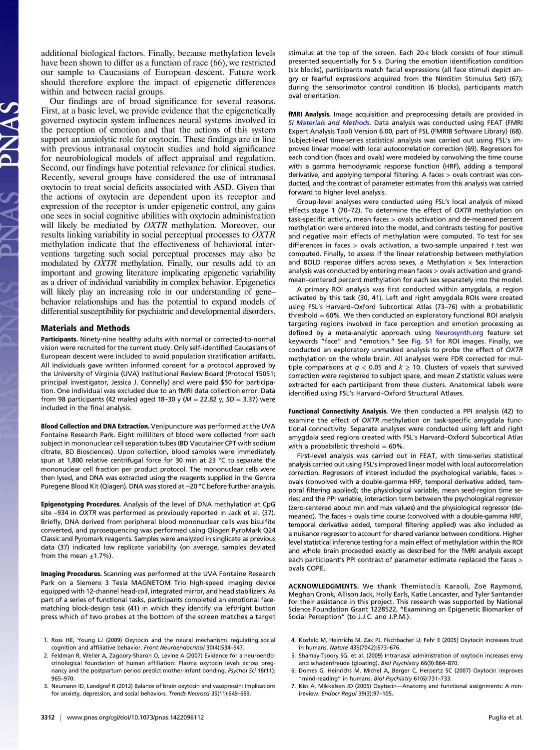additional biological factors. Finally, because methylation levels have been shown to differ as a function of race (66), we restricted our sample to Caucasians of European descent. Future work should therefore explore the impact of epigenetic differences within and between racial groups.

Our findings are of broad significance for several reasons. First, at a basic level, we provide evidence that the epigenetically governed oxytocin system influences neural systems involved in the perception of emotion and that the actions of this system support an anxiolytic role for oxytocin. These findings are in line with previous intranasal oxytocin studies and hold significance for neurobiological models of affect appraisal and regulation. Second, our findings have potential relevance for clinical studies. Recently, several groups have considered the use of intranasal oxytocin to treat social deficits associated with ASD. Given that the actions of oxytocin are dependent upon its receptor and expression of the receptor is under epigenetic control, any gains one sees in social cognitive abilities with oxytocin administration will likely be mediated by *OXTR* methylation. Moreover, our results linking variability in social perceptual processes to *OXTR* methylation indicate that the effectiveness of behavioral interventions targeting such social perceptual processes may also be modulated by *OXTR* methylation. Finally, our results add to an important and growing literature implicating epigenetic variability as a driver of individual variability in complex behavior. Epigenetics will likely play an increasing role in our understanding of gene–behavior relationships and has the potential to expand models of differential susceptibility for psychiatric and developmental disorders.

## Materials and Methods

**Participants.** Ninety-nine healthy adults with normal or corrected-to-normal vision were recruited for the current study. Only self-identified Caucasians of European descent were included to avoid population stratification artifacts. All individuals gave written informed consent for a protocol approved by the University of Virginia (UVA) Institutional Review Board (Protocol 15051; principal investigator, Jessica J. Connelly) and were paid $50 for participation. One individual was excluded due to an fMRI data collection error. Data from 98 participants (42 males) aged 18–30 y ($M = 22.82$ y, $SD = 3.37$) were included in the final analysis.

**Blood Collection and DNA Extraction.** Venipuncture was performed at the UVA Fontaine Research Park. Eight milliliters of blood were collected from each subject in mononuclear cell separation tubes (BD Vacutainer CPT with sodium citrate, BD Biosciences). Upon collection, blood samples were immediately spun at 1,800 relative centrifugal force for 30 min at 23 °C to separate the mononuclear cell fraction per product protocol. The mononuclear cells were then lysed, and DNA was extracted using the reagents supplied in the Gentra Puregene Blood Kit (Qiagen). DNA was stored at −20 °C before further analysis.

**Epigenotyping Procedures.** Analysis of the level of DNA methylation at CpG site −934 in *OXTR* was performed as previously reported in Jack et al. (37). Briefly, DNA derived from peripheral blood mononuclear cells was bisulfite converted, and pyrosequencing was performed using Qiagen PyroMark Q24 Classic and Pyromark reagents. Samples were analyzed in singlicate as previous data (37) indicated low replicate variability (on average, samples deviated from the mean ±1.7%).

**Imaging Procedures.** Scanning was performed at the UVA Fontaine Research Park on a Siemens 3 Tesla MAGNETOM Trio high-speed imaging device equipped with 12-channel head-coil, integrated mirror, and head stabilizers. As part of a series of functional tasks, participants completed an emotional face-matching block-design task (41) in which they identify via left/right button press which of two probes at the bottom of the screen matches a target stimulus at the top of the screen. Each 20-s block consists of four stimuli presented sequentially for 5 s. During the emotion identification condition (six blocks), participants match facial expressions (all face stimuli depict angry or fearful expressions acquired from the NimStim Stimulus Set) (67); during the sensorimotor control condition (6 blocks), participants match oval orientation.

**fMRI Analysis.** Image acquisition and preprocessing details are provided in *SI Materials and Methods*. Data analysis was conducted using FEAT (FMRI Expert Analysis Tool) Version 6.00, part of FSL (FMRIB Software Library) (68). Subject-level time-series statistical analysis was carried out using FSL's improved linear model with local autocorrelation correction (69). Regressors for each condition (faces and ovals) were modeled by convolving the time course with a gamma hemodynamic response function (HRF), adding a temporal derivative, and applying temporal filtering. A faces > ovals contrast was conducted, and the contrast of parameter estimates from this analysis was carried forward to higher level analysis.

Group-level analyses were conducted using FSL's local analysis of mixed effects stage 1 (70–72). To determine the effect of *OXTR* methylation on task-specific activity, mean faces > ovals activation and de-meaned percent methylation were entered into the model, and contrasts testing for positive and negative main effects of methylation were computed. To test for sex differences in faces > ovals activation, a two-sample unpaired $t$ test was computed. Finally, to assess if the linear relationship between methylation and BOLD response differs across sexes, a Methylation × Sex interaction analysis was conducted by entering mean faces > ovals activation and grand-mean–centered percent methylation for each sex separately into the model.

A primary ROI analysis was first conducted within amygdala, a region activated by this task (30, 41). Left and right amygdala ROIs were created using FSL's Harvard–Oxford Subcortical Atlas (73–76) with a probabilistic threshold = 60%. We then conducted an exploratory functional ROI analysis targeting regions involved in face perception and emotion processing as defined by a meta-analytic approach using Neurosynth.org feature set keywords "face" and "emotion." See Fig. S1 for ROI images. Finally, we conducted an exploratory unmasked analysis to probe the effect of *OXTR* methylation on the whole brain. All analyses were FDR corrected for multiple comparisons at $q < 0.05$ and $k \geq 10$. Clusters of voxels that survived correction were registered to subject space, and mean $Z$ statistic values were extracted for each participant from these clusters. Anatomical labels were identified using FSL's Harvard–Oxford Structural Atlases.

**Functional Connectivity Analysis.** We then conducted a PPI analysis (42) to examine the effect of *OXTR* methylation on task-specific amygdala functional connectivity. Separate analyses were conducted using left and right amygdala seed regions created with FSL's Harvard–Oxford Subcortical Atlas with a probabilistic threshold = 60%.

First-level analysis was carried out in FEAT, with time-series statistical analysis carried out using FSL's improved linear model with local autocorrelation correction. Regressors of interest included the psychological variable, faces > ovals (convolved with a double-gamma HRF, temporal derivative added, temporal filtering applied); the physiological variable, mean seed-region time series; and the PPI variable, interaction term between the psychological regressor (zero-centered about min and max values) and the physiological regressor (de-meaned). The faces + ovals time course (convolved with a double-gamma HRF, temporal derivative added, temporal filtering applied) was also included as a nuisance regressor to account for shared variance between conditions. Higher level statistical inference testing for a main effect of methylation within the ROI and whole brain proceeded exactly as described for the fMRI analysis except each participant's PPI contrast of parameter estimate replaced the faces > ovals COPE.

**ACKNOWLEDGMENTS.** We thank Themistoclis Karaoli, Zoë Raymond, Meghan Cronk, Allison Jack, Holly Earls, Katie Lancaster, and Tyler Santander for their assistance in this project. This research was supported by National Science Foundation Grant 1228522, "Examining an Epigenetic Biomarker of Social Perception" (to J.J.C. and J.P.M.).

1. Ross HE, Young LJ (2009) Oxytocin and the neural mechanisms regulating social cognition and affiliative behavior. *Front Neuroendocrinol* 30(4):534–547.
2. Feldman R, Weller A, Zagoory-Sharon O, Levine A (2007) Evidence for a neuroendocrinological foundation of human affiliation: Plasma oxytocin levels across pregnancy and the postpartum period predict mother-infant bonding. *Psychol Sci* 18(11): 965–970.
3. Neumann ID, Landgraf R (2012) Balance of brain oxytocin and vasopressin: Implications for anxiety, depression, and social behaviors. *Trends Neurosci* 35(11):649–659.
4. Kosfeld M, Heinrichs M, Zak PJ, Fischbacher U, Fehr E (2005) Oxytocin increases trust in humans. *Nature* 435(7042):673–676.
5. Shamay-Tsoory SG, et al. (2009) Intranasal administration of oxytocin increases envy and schadenfreude (gloating). *Biol Psychiatry* 66(9):864–870.
6. Domes G, Heinrichs M, Michel A, Berger C, Herpertz SC (2007) Oxytocin improves "mind-reading" in humans. *Biol Psychiatry* 61(6):731–733.
7. Kiss A, Mikkelsen JD (2005) Oxytocin—Anatomy and functional assignments: A minireview. *Endocr Regul* 39(3):97–105.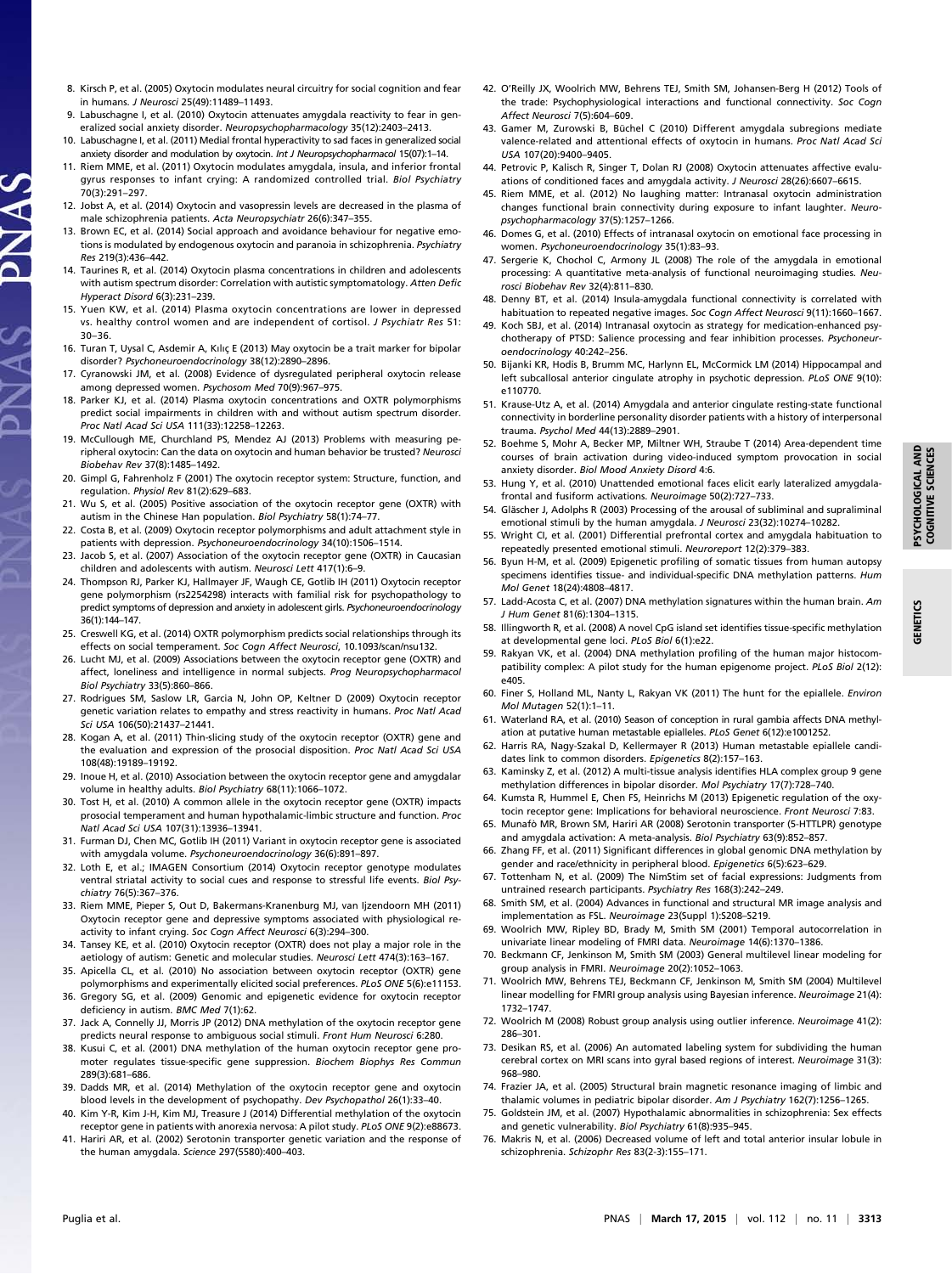8. Kirsch P, et al. (2005) Oxytocin modulates neural circuitry for social cognition and fear in humans. *J Neurosci* 25(49):11489–11493.
9. Labuschagne I, et al. (2010) Oxytocin attenuates amygdala reactivity to fear in generalized social anxiety disorder. *Neuropsychopharmacology* 35(12):2403–2413.
10. Labuschagne I, et al. (2011) Medial frontal hyperactivity to sad faces in generalized social anxiety disorder and modulation by oxytocin. *Int J Neuropsychopharmacol* 15(07):1–14.
11. Riem MME, et al. (2011) Oxytocin modulates amygdala, insula, and inferior frontal gyrus responses to infant crying: A randomized controlled trial. *Biol Psychiatry* 70(3):291–297.
12. Jobst A, et al. (2014) Oxytocin and vasopressin levels are decreased in the plasma of male schizophrenia patients. *Acta Neuropsychiatr* 26(6):347–355.
13. Brown EC, et al. (2014) Social approach and avoidance behaviour for negative emotions is modulated by endogenous oxytocin and paranoia in schizophrenia. *Psychiatry Res* 219(3):436–442.
14. Taurines R, et al. (2014) Oxytocin plasma concentrations in children and adolescents with autism spectrum disorder: Correlation with autistic symptomatology. *Atten Defic Hyperact Disord* 6(3):231–239.
15. Yuen KW, et al. (2014) Plasma oxytocin concentrations are lower in depressed vs. healthy control women and are independent of cortisol. *J Psychiatr Res* 51: 30–36.
16. Turan T, Uysal C, Asdemir A, Kılıç E (2013) May oxytocin be a trait marker for bipolar disorder? *Psychoneuroendocrinology* 38(12):2890–2896.
17. Cyranowski JM, et al. (2008) Evidence of dysregulated peripheral oxytocin release among depressed women. *Psychosom Med* 70(9):967–975.
18. Parker KJ, et al. (2014) Plasma oxytocin concentrations and OXTR polymorphisms predict social impairments in children with and without autism spectrum disorder. *Proc Natl Acad Sci USA* 111(33):12258–12263.
19. McCullough ME, Churchland PS, Mendez AJ (2013) Problems with measuring peripheral oxytocin: Can the data on oxytocin and human behavior be trusted? *Neurosci Biobehav Rev* 37(8):1485–1492.
20. Gimpl G, Fahrenholz F (2001) The oxytocin receptor system: Structure, function, and regulation. *Physiol Rev* 81(2):629–683.
21. Wu S, et al. (2005) Positive association of the oxytocin receptor gene (OXTR) with autism in the Chinese Han population. *Biol Psychiatry* 58(1):74–77.
22. Costa B, et al. (2009) Oxytocin receptor polymorphisms and adult attachment style in patients with depression. *Psychoneuroendocrinology* 34(10):1506–1514.
23. Jacob S, et al. (2007) Association of the oxytocin receptor gene (OXTR) in Caucasian children and adolescents with autism. *Neurosci Lett* 417(1):6–9.
24. Thompson RJ, Parker KJ, Hallmayer JF, Waugh CE, Gotlib IH (2011) Oxytocin receptor gene polymorphism (rs2254298) interacts with familial risk for psychopathology to predict symptoms of depression and anxiety in adolescent girls. *Psychoneuroendocrinology* 36(1):144–147.
25. Creswell KG, et al. (2014) OXTR polymorphism predicts social relationships through its effects on social temperament. *Soc Cogn Affect Neurosci*, 10.1093/scan/nsu132.
26. Lucht MJ, et al. (2009) Associations between the oxytocin receptor gene (OXTR) and affect, loneliness and intelligence in normal subjects. *Prog Neuropsychopharmacol Biol Psychiatry* 33(5):860–866.
27. Rodrigues SM, Saslow LR, Garcia N, John OP, Keltner D (2009) Oxytocin receptor genetic variation relates to empathy and stress reactivity in humans. *Proc Natl Acad Sci USA* 106(50):21437–21441.
28. Kogan A, et al. (2011) Thin-slicing study of the oxytocin receptor (OXTR) gene and the evaluation and expression of the prosocial disposition. *Proc Natl Acad Sci USA* 108(48):19189–19192.
29. Inoue H, et al. (2010) Association between the oxytocin receptor gene and amygdalar volume in healthy adults. *Biol Psychiatry* 68(11):1066–1072.
30. Tost H, et al. (2010) A common allele in the oxytocin receptor gene (OXTR) impacts prosocial temperament and human hypothalamic-limbic structure and function. *Proc Natl Acad Sci USA* 107(31):13936–13941.
31. Furman DJ, Chen MC, Gotlib IH (2011) Variant in oxytocin receptor gene is associated with amygdala volume. *Psychoneuroendocrinology* 36(6):891–897.
32. Loth E, et al.; IMAGEN Consortium (2014) Oxytocin receptor genotype modulates ventral striatal activity to social cues and response to stressful life events. *Biol Psychiatry* 76(5):367–376.
33. Riem MME, Pieper S, Out D, Bakermans-Kranenburg MJ, van Ijzendoorn MH (2011) Oxytocin receptor gene and depressive symptoms associated with physiological reactivity to infant crying. *Soc Cogn Affect Neurosci* 6(3):294–300.
34. Tansey KE, et al. (2010) Oxytocin receptor (OXTR) does not play a major role in the aetiology of autism: Genetic and molecular studies. *Neurosci Lett* 474(3):163–167.
35. Apicella CL, et al. (2010) No association between oxytocin receptor (OXTR) gene polymorphisms and experimentally elicited social preferences. *PLoS ONE* 5(6):e11153.
36. Gregory SG, et al. (2009) Genomic and epigenetic evidence for oxytocin receptor deficiency in autism. *BMC Med* 7(1):62.
37. Jack A, Connelly JJ, Morris JP (2012) DNA methylation of the oxytocin receptor gene predicts neural response to ambiguous social stimuli. *Front Hum Neurosci* 6:280.
38. Kusui C, et al. (2001) DNA methylation of the human oxytocin receptor gene promoter regulates tissue-specific gene suppression. *Biochem Biophys Res Commun* 289(3):681–686.
39. Dadds MR, et al. (2014) Methylation of the oxytocin receptor gene and oxytocin blood levels in the development of psychopathy. *Dev Psychopathol* 26(1):33–40.
40. Kim Y-R, Kim J-H, Kim MJ, Treasure J (2014) Differential methylation of the oxytocin receptor gene in patients with anorexia nervosa: A pilot study. *PLoS ONE* 9(2):e88673.
41. Hariri AR, et al. (2002) Serotonin transporter genetic variation and the response of the human amygdala. *Science* 297(5580):400–403.
42. O'Reilly JX, Woolrich MW, Behrens TEJ, Smith SM, Johansen-Berg H (2012) Tools of the trade: Psychophysiological interactions and functional connectivity. *Soc Cogn Affect Neurosci* 7(5):604–609.
43. Gamer M, Zurowski B, Büchel C (2010) Different amygdala subregions mediate valence-related and attentional effects of oxytocin in humans. *Proc Natl Acad Sci USA* 107(20):9400–9405.
44. Petrovic P, Kalisch R, Singer T, Dolan RJ (2008) Oxytocin attenuates affective evaluations of conditioned faces and amygdala activity. *J Neurosci* 28(26):6607–6615.
45. Riem MME, et al. (2012) No laughing matter: Intranasal oxytocin administration changes functional brain connectivity during exposure to infant laughter. *Neuropsychopharmacology* 37(5):1257–1266.
46. Domes G, et al. (2010) Effects of intranasal oxytocin on emotional face processing in women. *Psychoneuroendocrinology* 35(1):83–93.
47. Sergerie K, Chochol C, Armony JL (2008) The role of the amygdala in emotional processing: A quantitative meta-analysis of functional neuroimaging studies. *Neurosci Biobehav Rev* 32(4):811–830.
48. Denny BT, et al. (2014) Insula-amygdala functional connectivity is correlated with habituation to repeated negative images. *Soc Cogn Affect Neurosci* 9(11):1660–1667.
49. Koch SBJ, et al. (2014) Intranasal oxytocin as strategy for medication-enhanced psychotherapy of PTSD: Salience processing and fear inhibition processes. *Psychoneuroendocrinology* 40:242–256.
50. Bijanki KR, Hodis B, Brumm MC, Harlynn EL, McCormick LM (2014) Hippocampal and left subcallosal anterior cingulate atrophy in psychotic depression. *PLoS ONE* 9(10): e110770.
51. Krause-Utz A, et al. (2014) Amygdala and anterior cingulate resting-state functional connectivity in borderline personality disorder patients with a history of interpersonal trauma. *Psychol Med* 44(13):2889–2901.
52. Boehme S, Mohr A, Becker MP, Miltner WH, Straube T (2014) Area-dependent time courses of brain activation during video-induced symptom provocation in social anxiety disorder. *Biol Mood Anxiety Disord* 4:6.
53. Hung Y, et al. (2010) Unattended emotional faces elicit early lateralized amygdala-frontal and fusiform activations. *Neuroimage* 50(2):727–733.
54. Gläscher J, Adolphs R (2003) Processing of the arousal of subliminal and supraliminal emotional stimuli by the human amygdala. *J Neurosci* 23(32):10274–10282.
55. Wright CI, et al. (2001) Differential prefrontal cortex and amygdala habituation to repeatedly presented emotional stimuli. *Neuroreport* 12(2):379–383.
56. Byun H-M, et al. (2009) Epigenetic profiling of somatic tissues from human autopsy specimens identifies tissue- and individual-specific DNA methylation patterns. *Hum Mol Genet* 18(24):4808–4817.
57. Ladd-Acosta C, et al. (2007) DNA methylation signatures within the human brain. *Am J Hum Genet* 81(6):1304–1315.
58. Illingworth R, et al. (2008) A novel CpG island set identifies tissue-specific methylation at developmental gene loci. *PLoS Biol* 6(1):e22.
59. Rakyan VK, et al. (2004) DNA methylation profiling of the human major histocompatibility complex: A pilot study for the human epigenome project. *PLoS Biol* 2(12): e405.
60. Finer S, Holland ML, Nanty L, Rakyan VK (2011) The hunt for the epiallele. *Environ Mol Mutagen* 52(1):1–11.
61. Waterland RA, et al. (2010) Season of conception in rural gambia affects DNA methylation at putative human metastable epialleles. *PLoS Genet* 6(12):e1001252.
62. Harris RA, Nagy-Szakal D, Kellermayer R (2013) Human metastable epiallele candidates link to common disorders. *Epigenetics* 8(2):157–163.
63. Kaminsky Z, et al. (2012) A multi-tissue analysis identifies HLA complex group 9 gene methylation differences in bipolar disorder. *Mol Psychiatry* 17(7):728–740.
64. Kumsta R, Hummel E, Chen FS, Heinrichs M (2013) Epigenetic regulation of the oxytocin receptor gene: Implications for behavioral neuroscience. *Front Neurosci* 7:83.
65. Munafò MR, Brown SM, Hariri AR (2008) Serotonin transporter (5-HTTLPR) genotype and amygdala activation: A meta-analysis. *Biol Psychiatry* 63(9):852–857.
66. Zhang FF, et al. (2011) Significant differences in global genomic DNA methylation by gender and race/ethnicity in peripheral blood. *Epigenetics* 6(5):623–629.
67. Tottenham N, et al. (2009) The NimStim set of facial expressions: Judgments from untrained research participants. *Psychiatry Res* 168(3):242–249.
68. Smith SM, et al. (2004) Advances in functional and structural MR image analysis and implementation as FSL. *Neuroimage* 23(Suppl 1):S208–S219.
69. Woolrich MW, Ripley BD, Brady M, Smith SM (2001) Temporal autocorrelation in univariate linear modeling of FMRI data. *Neuroimage* 14(6):1370–1386.
70. Beckmann CF, Jenkinson M, Smith SM (2003) General multilevel linear modeling for group analysis in FMRI. *Neuroimage* 20(2):1052–1063.
71. Woolrich MW, Behrens TEJ, Beckmann CF, Jenkinson M, Smith SM (2004) Multilevel linear modelling for FMRI group analysis using Bayesian inference. *Neuroimage* 21(4): 1732–1747.
72. Woolrich M (2008) Robust group analysis using outlier inference. *Neuroimage* 41(2): 286–301.
73. Desikan RS, et al. (2006) An automated labeling system for subdividing the human cerebral cortex on MRI scans into gyral based regions of interest. *Neuroimage* 31(3): 968–980.
74. Frazier JA, et al. (2005) Structural brain magnetic resonance imaging of limbic and thalamic volumes in pediatric bipolar disorder. *Am J Psychiatry* 162(7):1256–1265.
75. Goldstein JM, et al. (2007) Hypothalamic abnormalities in schizophrenia: Sex effects and genetic vulnerability. *Biol Psychiatry* 61(8):935–945.
76. Makris N, et al. (2006) Decreased volume of left and total anterior insular lobule in schizophrenia. *Schizophr Res* 83(2-3):155–171.